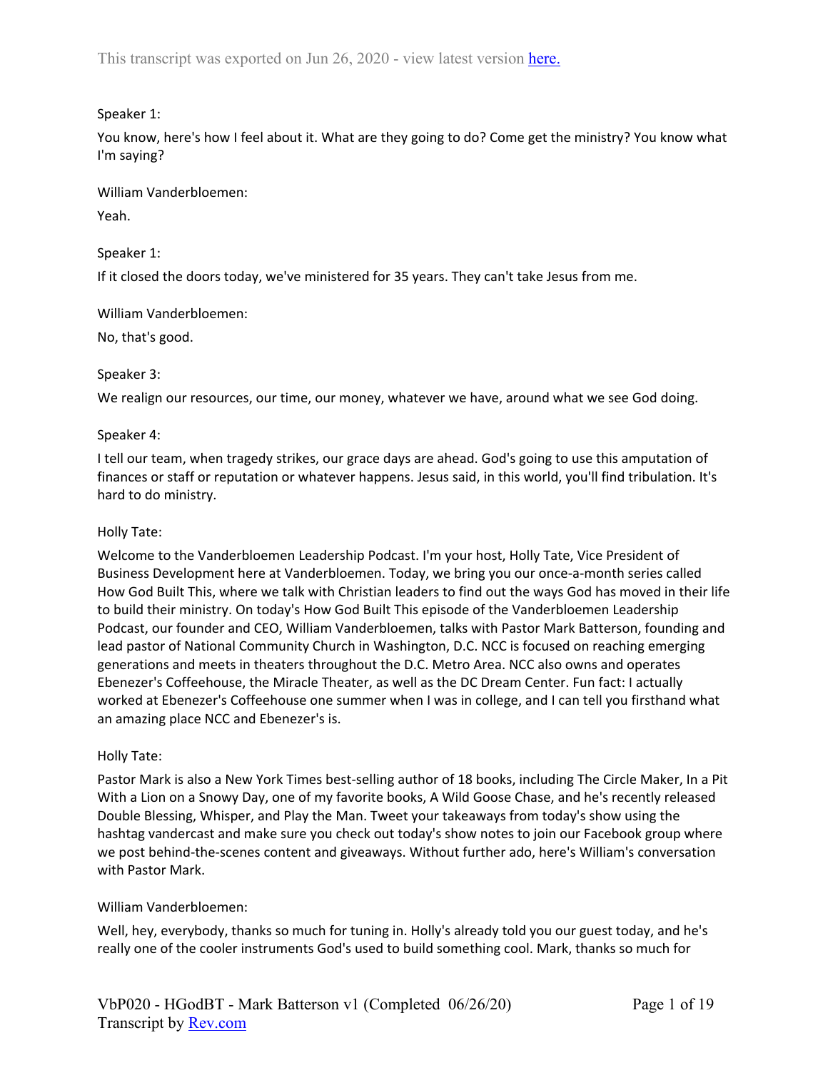This transcript was exported on Jun 26, 2020 - view latest version [here.](#)

Speaker 1:

You know, here's how I feel about it. What are they going to do? Come get the ministry? You know what I'm saying?

William Vanderbloemen:

Yeah.

Speaker 1:

If it closed the doors today, we've ministered for 35 years. They can't take Jesus from me.

William Vanderbloemen:

No, that's good.

Speaker 3:

We realign our resources, our time, our money, whatever we have, around what we see God doing.

Speaker 4:

I tell our team, when tragedy strikes, our grace days are ahead. God's going to use this amputation of finances or staff or reputation or whatever happens. Jesus said, in this world, you'll find tribulation. It's hard to do ministry.

Holly Tate:

Welcome to the Vanderbloemen Leadership Podcast. I'm your host, Holly Tate, Vice President of Business Development here at Vanderbloemen. Today, we bring you our once-a-month series called How God Built This, where we talk with Christian leaders to find out the ways God has moved in their life to build their ministry. On today's How God Built This episode of the Vanderbloemen Leadership Podcast, our founder and CEO, William Vanderbloemen, talks with Pastor Mark Batterson, founding and lead pastor of National Community Church in Washington, D.C. NCC is focused on reaching emerging generations and meets in theaters throughout the D.C. Metro Area. NCC also owns and operates Ebenezer's Coffeehouse, the Miracle Theater, as well as the DC Dream Center. Fun fact: I actually worked at Ebenezer's Coffeehouse one summer when I was in college, and I can tell you firsthand what an amazing place NCC and Ebenezer's is.

Holly Tate:

Pastor Mark is also a New York Times best-selling author of 18 books, including The Circle Maker, In a Pit With a Lion on a Snowy Day, one of my favorite books, A Wild Goose Chase, and he's recently released Double Blessing, Whisper, and Play the Man. Tweet your takeaways from today's show using the hashtag vandercast and make sure you check out today's show notes to join our Facebook group where we post behind-the-scenes content and giveaways. Without further ado, here's William's conversation with Pastor Mark.

William Vanderbloemen:

Well, hey, everybody, thanks so much for tuning in. Holly's already told you our guest today, and he's really one of the cooler instruments God's used to build something cool. Mark, thanks so much for

VbP020 - HGodBT - Mark Batterson v1 (Completed 06/26/20)
Transcript by [Rev.com](#)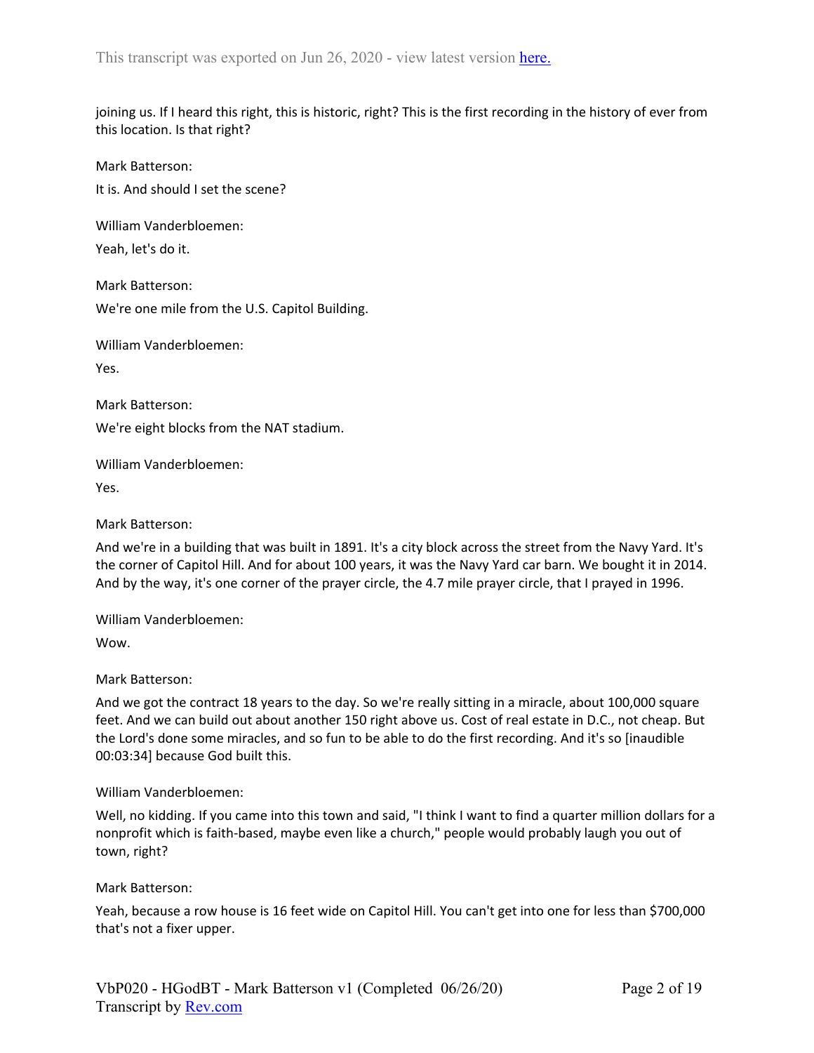joining us. If I heard this right, this is historic, right? This is the first recording in the history of ever from this location. Is that right?

Mark Batterson:

It is. And should I set the scene?

William Vanderbloemen:

Yeah, let's do it.

Mark Batterson:

We're one mile from the U.S. Capitol Building.

William Vanderbloemen:

Yes.

Mark Batterson:

We're eight blocks from the NAT stadium.

William Vanderbloemen:

Yes.

Mark Batterson:

And we're in a building that was built in 1891. It's a city block across the street from the Navy Yard. It's the corner of Capitol Hill. And for about 100 years, it was the Navy Yard car barn. We bought it in 2014. And by the way, it's one corner of the prayer circle, the 4.7 mile prayer circle, that I prayed in 1996.

William Vanderbloemen:

Wow.

Mark Batterson:

And we got the contract 18 years to the day. So we're really sitting in a miracle, about 100,000 square feet. And we can build out about another 150 right above us. Cost of real estate in D.C., not cheap. But the Lord's done some miracles, and so fun to be able to do the first recording. And it's so [inaudible 00:03:34] because God built this.

William Vanderbloemen:

Well, no kidding. If you came into this town and said, "I think I want to find a quarter million dollars for a nonprofit which is faith-based, maybe even like a church," people would probably laugh you out of town, right?

Mark Batterson:

Yeah, because a row house is 16 feet wide on Capitol Hill. You can't get into one for less than $700,000 that's not a fixer upper.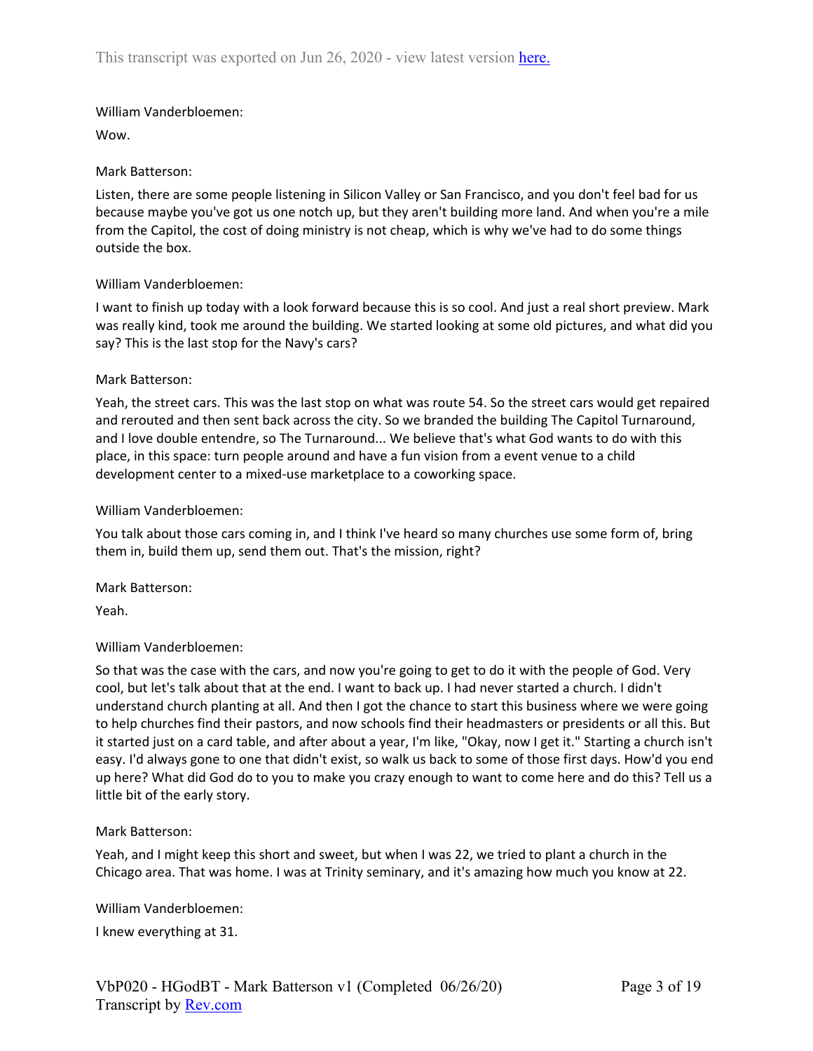William Vanderbloemen:

Wow.

Mark Batterson:

Listen, there are some people listening in Silicon Valley or San Francisco, and you don't feel bad for us because maybe you've got us one notch up, but they aren't building more land. And when you're a mile from the Capitol, the cost of doing ministry is not cheap, which is why we've had to do some things outside the box.

William Vanderbloemen:

I want to finish up today with a look forward because this is so cool. And just a real short preview. Mark was really kind, took me around the building. We started looking at some old pictures, and what did you say? This is the last stop for the Navy's cars?

Mark Batterson:

Yeah, the street cars. This was the last stop on what was route 54. So the street cars would get repaired and rerouted and then sent back across the city. So we branded the building The Capitol Turnaround, and I love double entendre, so The Turnaround... We believe that's what God wants to do with this place, in this space: turn people around and have a fun vision from a event venue to a child development center to a mixed-use marketplace to a coworking space.

William Vanderbloemen:

You talk about those cars coming in, and I think I've heard so many churches use some form of, bring them in, build them up, send them out. That's the mission, right?

Mark Batterson:

Yeah.

William Vanderbloemen:

So that was the case with the cars, and now you're going to get to do it with the people of God. Very cool, but let's talk about that at the end. I want to back up. I had never started a church. I didn't understand church planting at all. And then I got the chance to start this business where we were going to help churches find their pastors, and now schools find their headmasters or presidents or all this. But it started just on a card table, and after about a year, I'm like, "Okay, now I get it." Starting a church isn't easy. I'd always gone to one that didn't exist, so walk us back to some of those first days. How'd you end up here? What did God do to you to make you crazy enough to want to come here and do this? Tell us a little bit of the early story.

Mark Batterson:

Yeah, and I might keep this short and sweet, but when I was 22, we tried to plant a church in the Chicago area. That was home. I was at Trinity seminary, and it's amazing how much you know at 22.

William Vanderbloemen:

I knew everything at 31.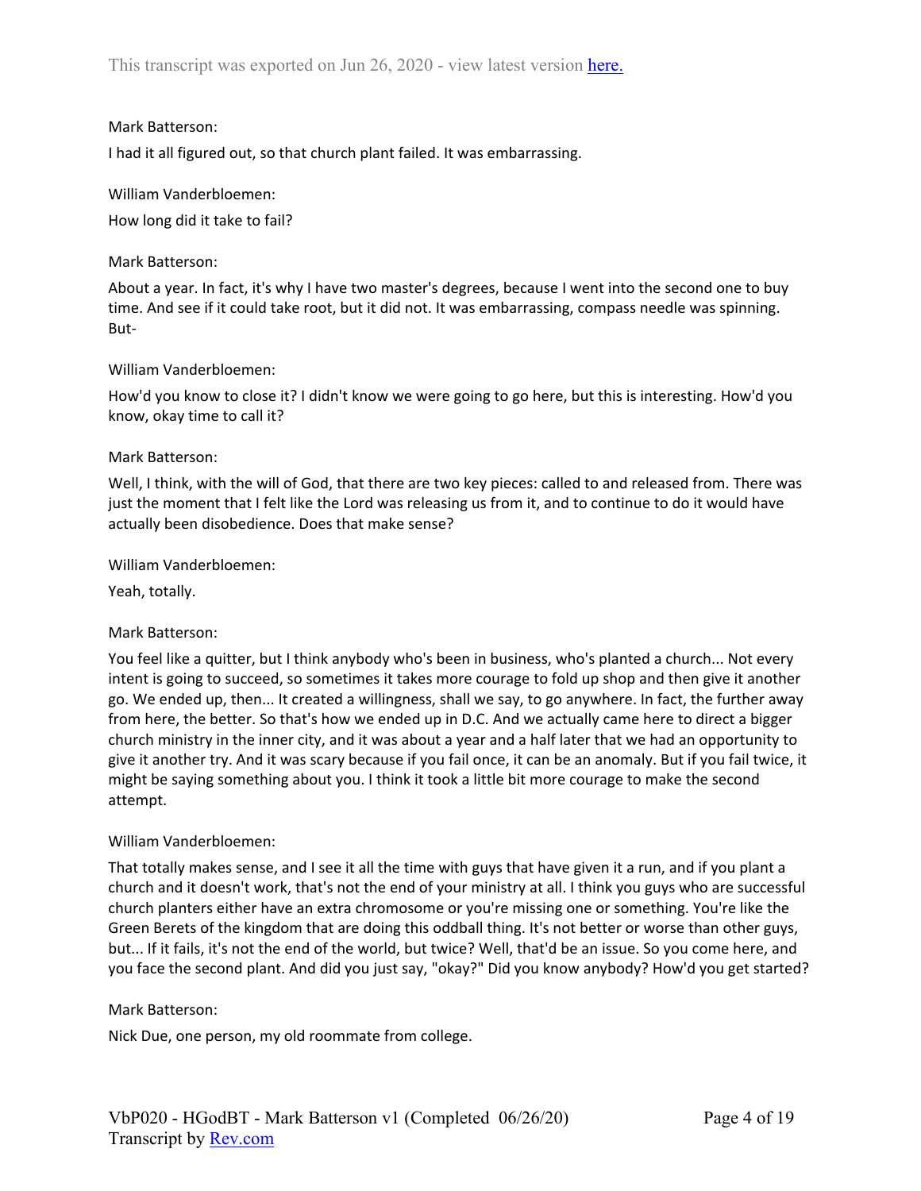Mark Batterson:

I had it all figured out, so that church plant failed. It was embarrassing.

William Vanderbloemen:

How long did it take to fail?

Mark Batterson:

About a year. In fact, it's why I have two master's degrees, because I went into the second one to buy time. And see if it could take root, but it did not. It was embarrassing, compass needle was spinning. But-

William Vanderbloemen:

How'd you know to close it? I didn't know we were going to go here, but this is interesting. How'd you know, okay time to call it?

Mark Batterson:

Well, I think, with the will of God, that there are two key pieces: called to and released from. There was just the moment that I felt like the Lord was releasing us from it, and to continue to do it would have actually been disobedience. Does that make sense?

William Vanderbloemen:

Yeah, totally.

Mark Batterson:

You feel like a quitter, but I think anybody who's been in business, who's planted a church... Not every intent is going to succeed, so sometimes it takes more courage to fold up shop and then give it another go. We ended up, then... It created a willingness, shall we say, to go anywhere. In fact, the further away from here, the better. So that's how we ended up in D.C. And we actually came here to direct a bigger church ministry in the inner city, and it was about a year and a half later that we had an opportunity to give it another try. And it was scary because if you fail once, it can be an anomaly. But if you fail twice, it might be saying something about you. I think it took a little bit more courage to make the second attempt.

William Vanderbloemen:

That totally makes sense, and I see it all the time with guys that have given it a run, and if you plant a church and it doesn't work, that's not the end of your ministry at all. I think you guys who are successful church planters either have an extra chromosome or you're missing one or something. You're like the Green Berets of the kingdom that are doing this oddball thing. It's not better or worse than other guys, but... If it fails, it's not the end of the world, but twice? Well, that'd be an issue. So you come here, and you face the second plant. And did you just say, "okay?" Did you know anybody? How'd you get started?

Mark Batterson:

Nick Due, one person, my old roommate from college.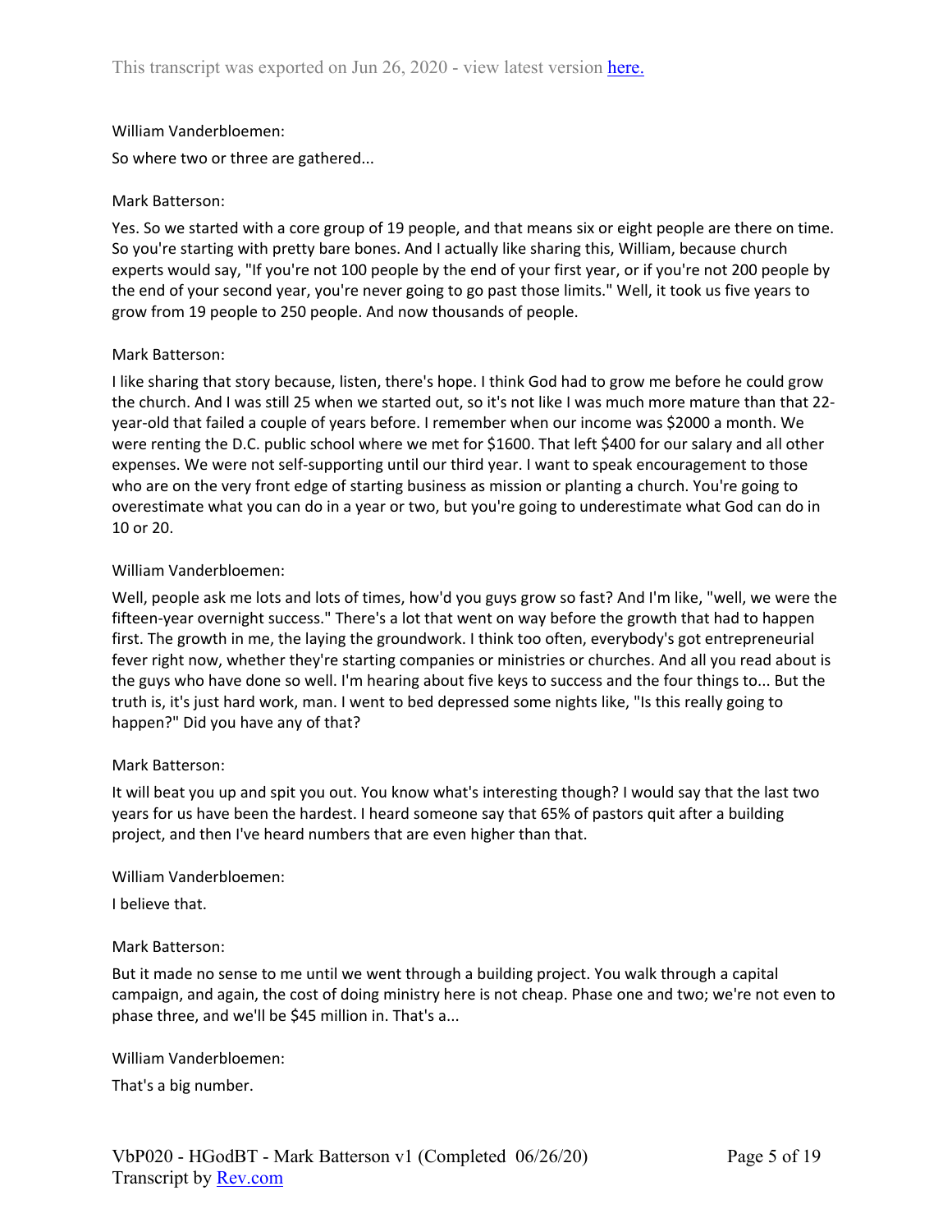William Vanderbloemen:

So where two or three are gathered...

Mark Batterson:

Yes. So we started with a core group of 19 people, and that means six or eight people are there on time. So you're starting with pretty bare bones. And I actually like sharing this, William, because church experts would say, "If you're not 100 people by the end of your first year, or if you're not 200 people by the end of your second year, you're never going to go past those limits." Well, it took us five years to grow from 19 people to 250 people. And now thousands of people.

Mark Batterson:

I like sharing that story because, listen, there's hope. I think God had to grow me before he could grow the church. And I was still 25 when we started out, so it's not like I was much more mature than that 22-year-old that failed a couple of years before. I remember when our income was $2000 a month. We were renting the D.C. public school where we met for $1600. That left $400 for our salary and all other expenses. We were not self-supporting until our third year. I want to speak encouragement to those who are on the very front edge of starting business as mission or planting a church. You're going to overestimate what you can do in a year or two, but you're going to underestimate what God can do in 10 or 20.

William Vanderbloemen:

Well, people ask me lots and lots of times, how'd you guys grow so fast? And I'm like, "well, we were the fifteen-year overnight success." There's a lot that went on way before the growth that had to happen first. The growth in me, the laying the groundwork. I think too often, everybody's got entrepreneurial fever right now, whether they're starting companies or ministries or churches. And all you read about is the guys who have done so well. I'm hearing about five keys to success and the four things to... But the truth is, it's just hard work, man. I went to bed depressed some nights like, "Is this really going to happen?" Did you have any of that?

Mark Batterson:

It will beat you up and spit you out. You know what's interesting though? I would say that the last two years for us have been the hardest. I heard someone say that 65% of pastors quit after a building project, and then I've heard numbers that are even higher than that.

William Vanderbloemen:

I believe that.

Mark Batterson:

But it made no sense to me until we went through a building project. You walk through a capital campaign, and again, the cost of doing ministry here is not cheap. Phase one and two; we're not even to phase three, and we'll be $45 million in. That's a...

William Vanderbloemen:

That's a big number.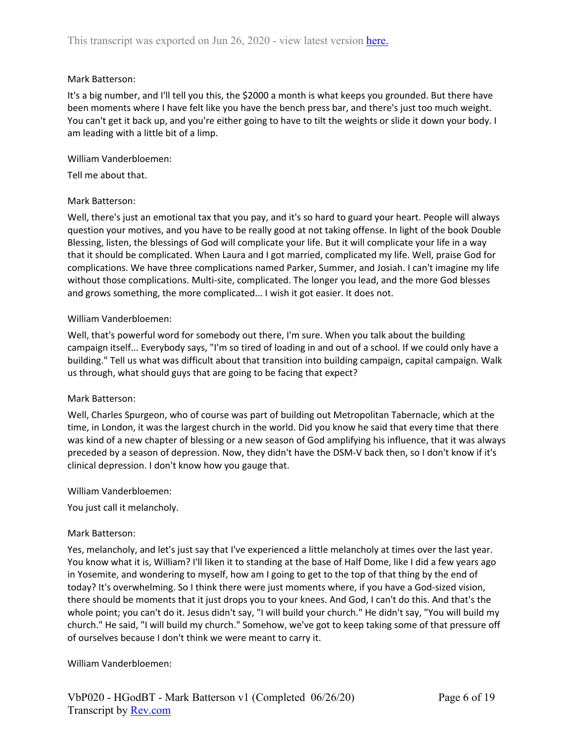Mark Batterson:

It's a big number, and I'll tell you this, the $2000 a month is what keeps you grounded. But there have been moments where I have felt like you have the bench press bar, and there's just too much weight. You can't get it back up, and you're either going to have to tilt the weights or slide it down your body. I am leading with a little bit of a limp.

William Vanderbloemen:

Tell me about that.

Mark Batterson:

Well, there's just an emotional tax that you pay, and it's so hard to guard your heart. People will always question your motives, and you have to be really good at not taking offense. In light of the book Double Blessing, listen, the blessings of God will complicate your life. But it will complicate your life in a way that it should be complicated. When Laura and I got married, complicated my life. Well, praise God for complications. We have three complications named Parker, Summer, and Josiah. I can't imagine my life without those complications. Multi-site, complicated. The longer you lead, and the more God blesses and grows something, the more complicated... I wish it got easier. It does not.

William Vanderbloemen:

Well, that's powerful word for somebody out there, I'm sure. When you talk about the building campaign itself... Everybody says, "I'm so tired of loading in and out of a school. If we could only have a building." Tell us what was difficult about that transition into building campaign, capital campaign. Walk us through, what should guys that are going to be facing that expect?

Mark Batterson:

Well, Charles Spurgeon, who of course was part of building out Metropolitan Tabernacle, which at the time, in London, it was the largest church in the world. Did you know he said that every time that there was kind of a new chapter of blessing or a new season of God amplifying his influence, that it was always preceded by a season of depression. Now, they didn't have the DSM-V back then, so I don't know if it's clinical depression. I don't know how you gauge that.

William Vanderbloemen:

You just call it melancholy.

Mark Batterson:

Yes, melancholy, and let's just say that I've experienced a little melancholy at times over the last year. You know what it is, William? I'll liken it to standing at the base of Half Dome, like I did a few years ago in Yosemite, and wondering to myself, how am I going to get to the top of that thing by the end of today? It's overwhelming. So I think there were just moments where, if you have a God-sized vision, there should be moments that it just drops you to your knees. And God, I can't do this. And that's the whole point; you can't do it. Jesus didn't say, "I will build your church." He didn't say, "You will build my church." He said, "I will build my church." Somehow, we've got to keep taking some of that pressure off of ourselves because I don't think we were meant to carry it.

William Vanderbloemen: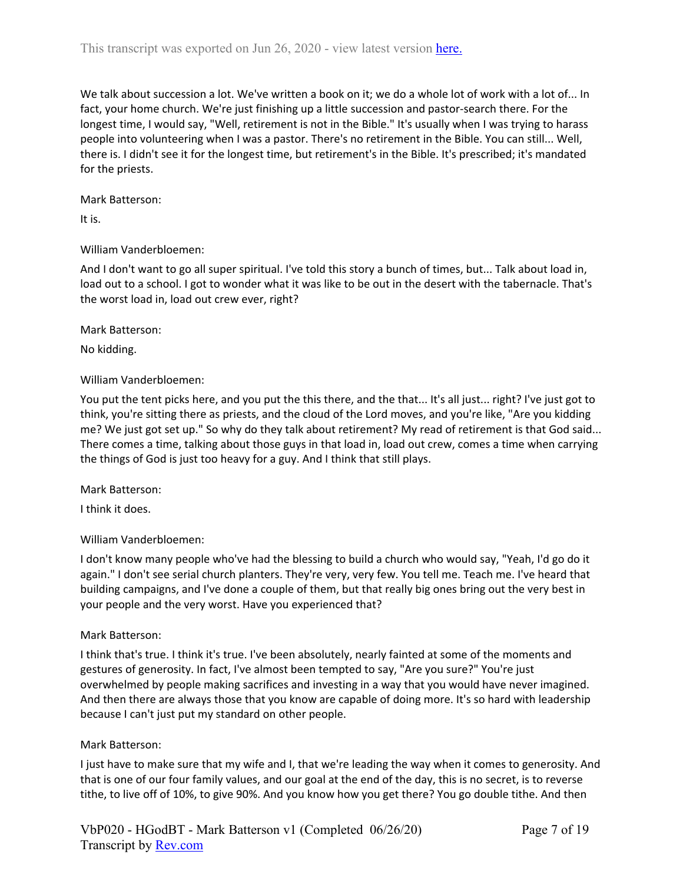We talk about succession a lot. We've written a book on it; we do a whole lot of work with a lot of... In fact, your home church. We're just finishing up a little succession and pastor-search there. For the longest time, I would say, "Well, retirement is not in the Bible." It's usually when I was trying to harass people into volunteering when I was a pastor. There's no retirement in the Bible. You can still... Well, there is. I didn't see it for the longest time, but retirement's in the Bible. It's prescribed; it's mandated for the priests.

Mark Batterson:

It is.

William Vanderbloemen:

And I don't want to go all super spiritual. I've told this story a bunch of times, but... Talk about load in, load out to a school. I got to wonder what it was like to be out in the desert with the tabernacle. That's the worst load in, load out crew ever, right?

Mark Batterson:

No kidding.

William Vanderbloemen:

You put the tent picks here, and you put the this there, and the that... It's all just... right? I've just got to think, you're sitting there as priests, and the cloud of the Lord moves, and you're like, "Are you kidding me? We just got set up." So why do they talk about retirement? My read of retirement is that God said... There comes a time, talking about those guys in that load in, load out crew, comes a time when carrying the things of God is just too heavy for a guy. And I think that still plays.

Mark Batterson:

I think it does.

William Vanderbloemen:

I don't know many people who've had the blessing to build a church who would say, "Yeah, I'd go do it again." I don't see serial church planters. They're very, very few. You tell me. Teach me. I've heard that building campaigns, and I've done a couple of them, but that really big ones bring out the very best in your people and the very worst. Have you experienced that?

Mark Batterson:

I think that's true. I think it's true. I've been absolutely, nearly fainted at some of the moments and gestures of generosity. In fact, I've almost been tempted to say, "Are you sure?" You're just overwhelmed by people making sacrifices and investing in a way that you would have never imagined. And then there are always those that you know are capable of doing more. It's so hard with leadership because I can't just put my standard on other people.

Mark Batterson:

I just have to make sure that my wife and I, that we're leading the way when it comes to generosity. And that is one of our four family values, and our goal at the end of the day, this is no secret, is to reverse tithe, to live off of 10%, to give 90%. And you know how you get there? You go double tithe. And then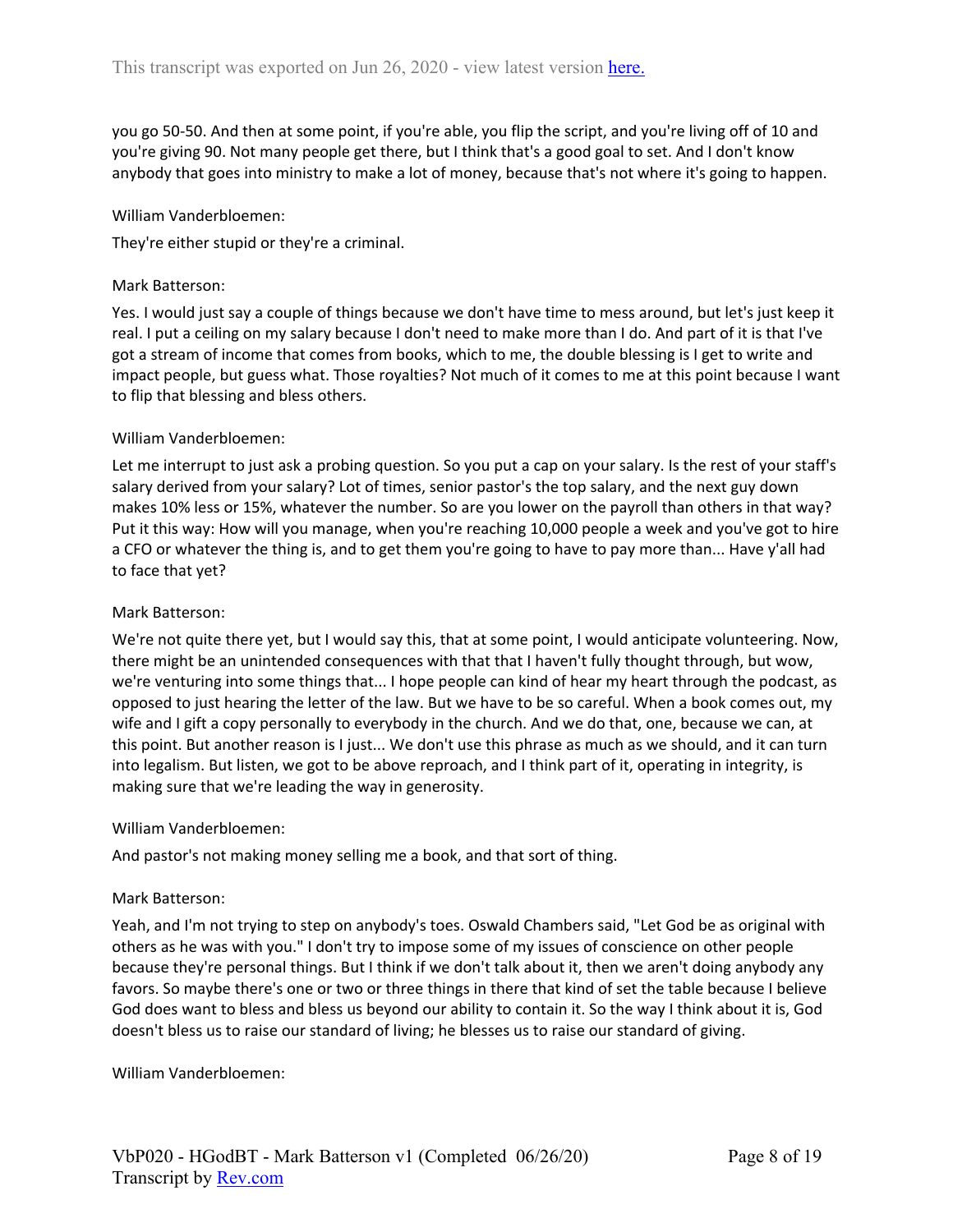you go 50-50. And then at some point, if you're able, you flip the script, and you're living off of 10 and you're giving 90. Not many people get there, but I think that's a good goal to set. And I don't know anybody that goes into ministry to make a lot of money, because that's not where it's going to happen.

William Vanderbloemen:

They're either stupid or they're a criminal.

Mark Batterson:

Yes. I would just say a couple of things because we don't have time to mess around, but let's just keep it real. I put a ceiling on my salary because I don't need to make more than I do. And part of it is that I've got a stream of income that comes from books, which to me, the double blessing is I get to write and impact people, but guess what. Those royalties? Not much of it comes to me at this point because I want to flip that blessing and bless others.

William Vanderbloemen:

Let me interrupt to just ask a probing question. So you put a cap on your salary. Is the rest of your staff's salary derived from your salary? Lot of times, senior pastor's the top salary, and the next guy down makes 10% less or 15%, whatever the number. So are you lower on the payroll than others in that way? Put it this way: How will you manage, when you're reaching 10,000 people a week and you've got to hire a CFO or whatever the thing is, and to get them you're going to have to pay more than... Have y'all had to face that yet?

Mark Batterson:

We're not quite there yet, but I would say this, that at some point, I would anticipate volunteering. Now, there might be an unintended consequences with that that I haven't fully thought through, but wow, we're venturing into some things that... I hope people can kind of hear my heart through the podcast, as opposed to just hearing the letter of the law. But we have to be so careful. When a book comes out, my wife and I gift a copy personally to everybody in the church. And we do that, one, because we can, at this point. But another reason is I just... We don't use this phrase as much as we should, and it can turn into legalism. But listen, we got to be above reproach, and I think part of it, operating in integrity, is making sure that we're leading the way in generosity.

William Vanderbloemen:

And pastor's not making money selling me a book, and that sort of thing.

Mark Batterson:

Yeah, and I'm not trying to step on anybody's toes. Oswald Chambers said, "Let God be as original with others as he was with you." I don't try to impose some of my issues of conscience on other people because they're personal things. But I think if we don't talk about it, then we aren't doing anybody any favors. So maybe there's one or two or three things in there that kind of set the table because I believe God does want to bless and bless us beyond our ability to contain it. So the way I think about it is, God doesn't bless us to raise our standard of living; he blesses us to raise our standard of giving.

William Vanderbloemen: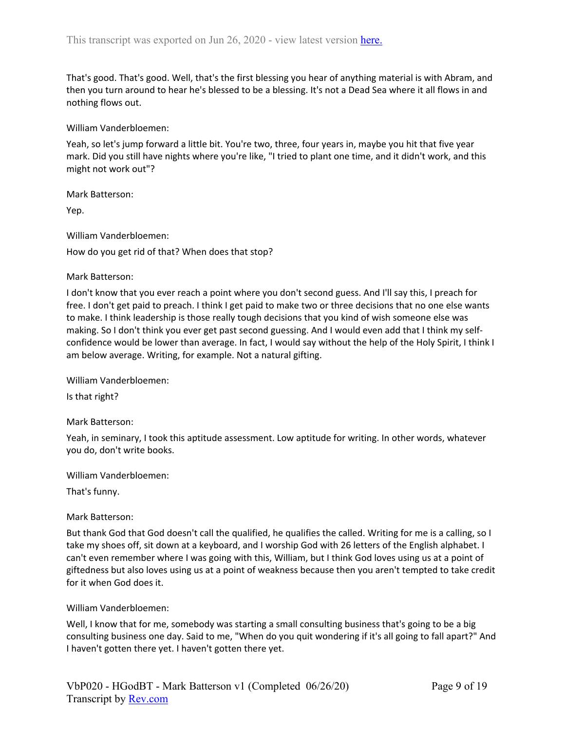That's good. That's good. Well, that's the first blessing you hear of anything material is with Abram, and then you turn around to hear he's blessed to be a blessing. It's not a Dead Sea where it all flows in and nothing flows out.

William Vanderbloemen:

Yeah, so let's jump forward a little bit. You're two, three, four years in, maybe you hit that five year mark. Did you still have nights where you're like, "I tried to plant one time, and it didn't work, and this might not work out"?

Mark Batterson:

Yep.

William Vanderbloemen:

How do you get rid of that? When does that stop?

Mark Batterson:

I don't know that you ever reach a point where you don't second guess. And I'll say this, I preach for free. I don't get paid to preach. I think I get paid to make two or three decisions that no one else wants to make. I think leadership is those really tough decisions that you kind of wish someone else was making. So I don't think you ever get past second guessing. And I would even add that I think my self-confidence would be lower than average. In fact, I would say without the help of the Holy Spirit, I think I am below average. Writing, for example. Not a natural gifting.

William Vanderbloemen:

Is that right?

Mark Batterson:

Yeah, in seminary, I took this aptitude assessment. Low aptitude for writing. In other words, whatever you do, don't write books.

William Vanderbloemen:

That's funny.

Mark Batterson:

But thank God that God doesn't call the qualified, he qualifies the called. Writing for me is a calling, so I take my shoes off, sit down at a keyboard, and I worship God with 26 letters of the English alphabet. I can't even remember where I was going with this, William, but I think God loves using us at a point of giftedness but also loves using us at a point of weakness because then you aren't tempted to take credit for it when God does it.

William Vanderbloemen:

Well, I know that for me, somebody was starting a small consulting business that's going to be a big consulting business one day. Said to me, "When do you quit wondering if it's all going to fall apart?" And I haven't gotten there yet. I haven't gotten there yet.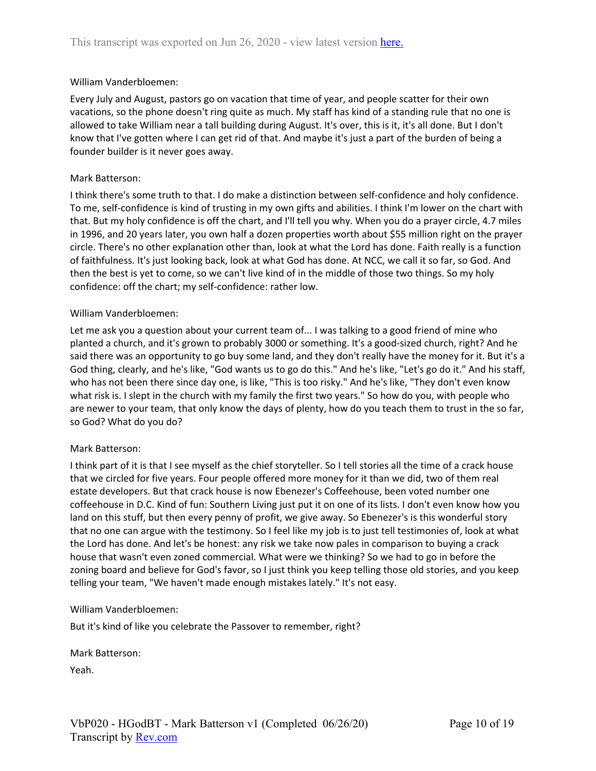William Vanderbloemen:

Every July and August, pastors go on vacation that time of year, and people scatter for their own vacations, so the phone doesn't ring quite as much. My staff has kind of a standing rule that no one is allowed to take William near a tall building during August. It's over, this is it, it's all done. But I don't know that I've gotten where I can get rid of that. And maybe it's just a part of the burden of being a founder builder is it never goes away.

Mark Batterson:

I think there's some truth to that. I do make a distinction between self-confidence and holy confidence. To me, self-confidence is kind of trusting in my own gifts and abilities. I think I'm lower on the chart with that. But my holy confidence is off the chart, and I'll tell you why. When you do a prayer circle, 4.7 miles in 1996, and 20 years later, you own half a dozen properties worth about $55 million right on the prayer circle. There's no other explanation other than, look at what the Lord has done. Faith really is a function of faithfulness. It's just looking back, look at what God has done. At NCC, we call it so far, so God. And then the best is yet to come, so we can't live kind of in the middle of those two things. So my holy confidence: off the chart; my self-confidence: rather low.

William Vanderbloemen:

Let me ask you a question about your current team of... I was talking to a good friend of mine who planted a church, and it's grown to probably 3000 or something. It's a good-sized church, right? And he said there was an opportunity to go buy some land, and they don't really have the money for it. But it's a God thing, clearly, and he's like, "God wants us to go do this." And he's like, "Let's go do it." And his staff, who has not been there since day one, is like, "This is too risky." And he's like, "They don't even know what risk is. I slept in the church with my family the first two years." So how do you, with people who are newer to your team, that only know the days of plenty, how do you teach them to trust in the so far, so God? What do you do?

Mark Batterson:

I think part of it is that I see myself as the chief storyteller. So I tell stories all the time of a crack house that we circled for five years. Four people offered more money for it than we did, two of them real estate developers. But that crack house is now Ebenezer's Coffeehouse, been voted number one coffeehouse in D.C. Kind of fun: Southern Living just put it on one of its lists. I don't even know how you land on this stuff, but then every penny of profit, we give away. So Ebenezer's is this wonderful story that no one can argue with the testimony. So I feel like my job is to just tell testimonies of, look at what the Lord has done. And let's be honest: any risk we take now pales in comparison to buying a crack house that wasn't even zoned commercial. What were we thinking? So we had to go in before the zoning board and believe for God's favor, so I just think you keep telling those old stories, and you keep telling your team, "We haven't made enough mistakes lately." It's not easy.

William Vanderbloemen:

But it's kind of like you celebrate the Passover to remember, right?

Mark Batterson:

Yeah.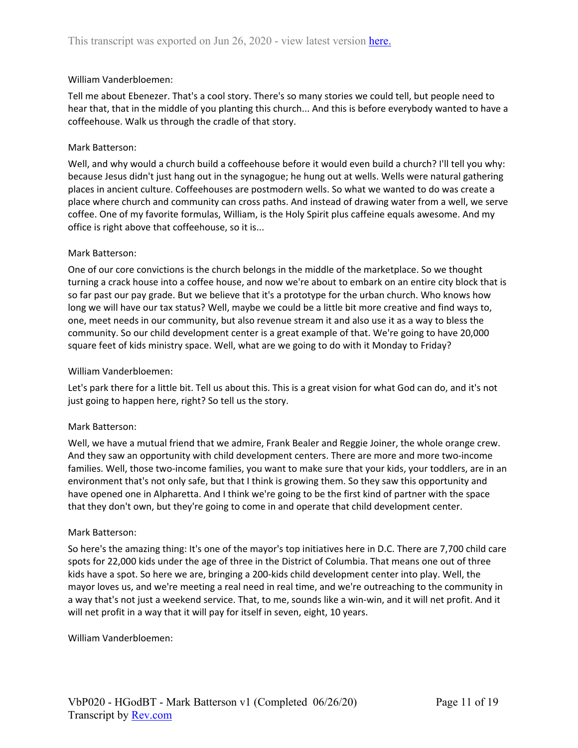William Vanderbloemen:

Tell me about Ebenezer. That's a cool story. There's so many stories we could tell, but people need to hear that, that in the middle of you planting this church... And this is before everybody wanted to have a coffeehouse. Walk us through the cradle of that story.

Mark Batterson:

Well, and why would a church build a coffeehouse before it would even build a church? I'll tell you why: because Jesus didn't just hang out in the synagogue; he hung out at wells. Wells were natural gathering places in ancient culture. Coffeehouses are postmodern wells. So what we wanted to do was create a place where church and community can cross paths. And instead of drawing water from a well, we serve coffee. One of my favorite formulas, William, is the Holy Spirit plus caffeine equals awesome. And my office is right above that coffeehouse, so it is...

Mark Batterson:

One of our core convictions is the church belongs in the middle of the marketplace. So we thought turning a crack house into a coffee house, and now we're about to embark on an entire city block that is so far past our pay grade. But we believe that it's a prototype for the urban church. Who knows how long we will have our tax status? Well, maybe we could be a little bit more creative and find ways to, one, meet needs in our community, but also revenue stream it and also use it as a way to bless the community. So our child development center is a great example of that. We're going to have 20,000 square feet of kids ministry space. Well, what are we going to do with it Monday to Friday?

William Vanderbloemen:

Let's park there for a little bit. Tell us about this. This is a great vision for what God can do, and it's not just going to happen here, right? So tell us the story.

Mark Batterson:

Well, we have a mutual friend that we admire, Frank Bealer and Reggie Joiner, the whole orange crew. And they saw an opportunity with child development centers. There are more and more two-income families. Well, those two-income families, you want to make sure that your kids, your toddlers, are in an environment that's not only safe, but that I think is growing them. So they saw this opportunity and have opened one in Alpharetta. And I think we're going to be the first kind of partner with the space that they don't own, but they're going to come in and operate that child development center.

Mark Batterson:

So here's the amazing thing: It's one of the mayor's top initiatives here in D.C. There are 7,700 child care spots for 22,000 kids under the age of three in the District of Columbia. That means one out of three kids have a spot. So here we are, bringing a 200-kids child development center into play. Well, the mayor loves us, and we're meeting a real need in real time, and we're outreaching to the community in a way that's not just a weekend service. That, to me, sounds like a win-win, and it will net profit. And it will net profit in a way that it will pay for itself in seven, eight, 10 years.

William Vanderbloemen: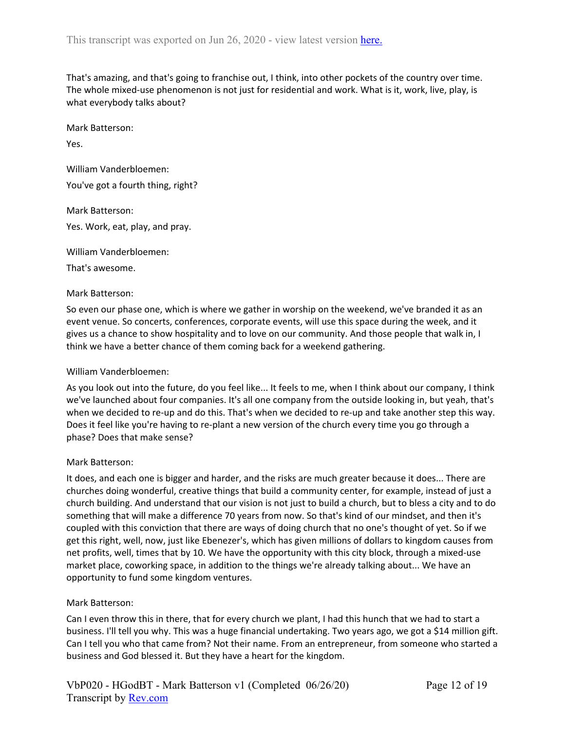That's amazing, and that's going to franchise out, I think, into other pockets of the country over time. The whole mixed-use phenomenon is not just for residential and work. What is it, work, live, play, is what everybody talks about?

Mark Batterson:

Yes.

William Vanderbloemen:

You've got a fourth thing, right?

Mark Batterson:

Yes. Work, eat, play, and pray.

William Vanderbloemen:

That's awesome.

Mark Batterson:

So even our phase one, which is where we gather in worship on the weekend, we've branded it as an event venue. So concerts, conferences, corporate events, will use this space during the week, and it gives us a chance to show hospitality and to love on our community. And those people that walk in, I think we have a better chance of them coming back for a weekend gathering.

William Vanderbloemen:

As you look out into the future, do you feel like... It feels to me, when I think about our company, I think we've launched about four companies. It's all one company from the outside looking in, but yeah, that's when we decided to re-up and do this. That's when we decided to re-up and take another step this way. Does it feel like you're having to re-plant a new version of the church every time you go through a phase? Does that make sense?

Mark Batterson:

It does, and each one is bigger and harder, and the risks are much greater because it does... There are churches doing wonderful, creative things that build a community center, for example, instead of just a church building. And understand that our vision is not just to build a church, but to bless a city and to do something that will make a difference 70 years from now. So that's kind of our mindset, and then it's coupled with this conviction that there are ways of doing church that no one's thought of yet. So if we get this right, well, now, just like Ebenezer's, which has given millions of dollars to kingdom causes from net profits, well, times that by 10. We have the opportunity with this city block, through a mixed-use market place, coworking space, in addition to the things we're already talking about... We have an opportunity to fund some kingdom ventures.

Mark Batterson:

Can I even throw this in there, that for every church we plant, I had this hunch that we had to start a business. I'll tell you why. This was a huge financial undertaking. Two years ago, we got a $14 million gift. Can I tell you who that came from? Not their name. From an entrepreneur, from someone who started a business and God blessed it. But they have a heart for the kingdom.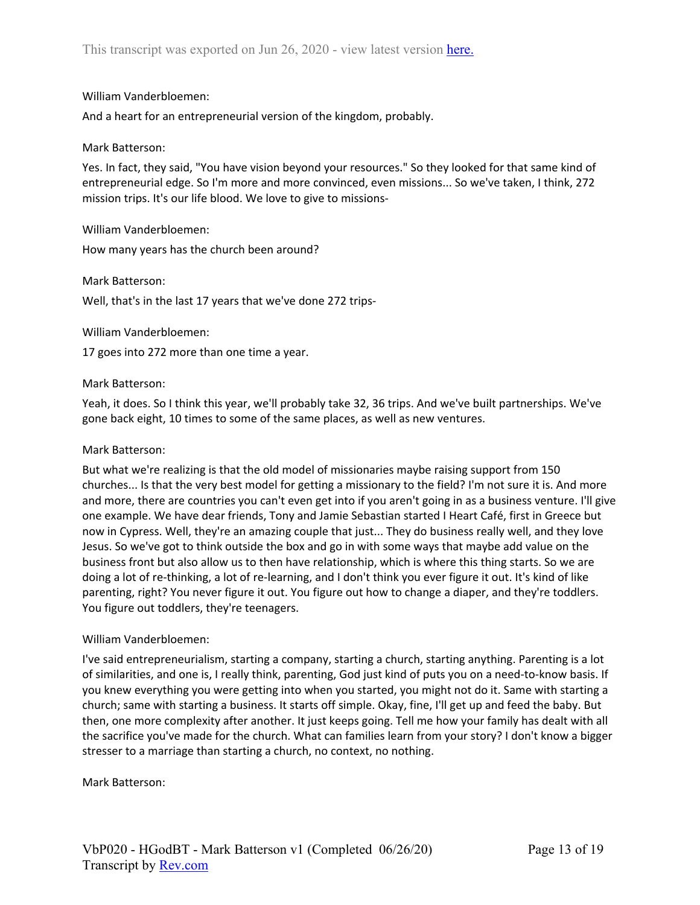William Vanderbloemen:

And a heart for an entrepreneurial version of the kingdom, probably.

Mark Batterson:

Yes. In fact, they said, "You have vision beyond your resources." So they looked for that same kind of entrepreneurial edge. So I'm more and more convinced, even missions... So we've taken, I think, 272 mission trips. It's our life blood. We love to give to missions-

William Vanderbloemen:

How many years has the church been around?

Mark Batterson:

Well, that's in the last 17 years that we've done 272 trips-

William Vanderbloemen:

17 goes into 272 more than one time a year.

Mark Batterson:

Yeah, it does. So I think this year, we'll probably take 32, 36 trips. And we've built partnerships. We've gone back eight, 10 times to some of the same places, as well as new ventures.

Mark Batterson:

But what we're realizing is that the old model of missionaries maybe raising support from 150 churches... Is that the very best model for getting a missionary to the field? I'm not sure it is. And more and more, there are countries you can't even get into if you aren't going in as a business venture. I'll give one example. We have dear friends, Tony and Jamie Sebastian started I Heart Café, first in Greece but now in Cypress. Well, they're an amazing couple that just... They do business really well, and they love Jesus. So we've got to think outside the box and go in with some ways that maybe add value on the business front but also allow us to then have relationship, which is where this thing starts. So we are doing a lot of re-thinking, a lot of re-learning, and I don't think you ever figure it out. It's kind of like parenting, right? You never figure it out. You figure out how to change a diaper, and they're toddlers. You figure out toddlers, they're teenagers.

William Vanderbloemen:

I've said entrepreneurialism, starting a company, starting a church, starting anything. Parenting is a lot of similarities, and one is, I really think, parenting, God just kind of puts you on a need-to-know basis. If you knew everything you were getting into when you started, you might not do it. Same with starting a church; same with starting a business. It starts off simple. Okay, fine, I'll get up and feed the baby. But then, one more complexity after another. It just keeps going. Tell me how your family has dealt with all the sacrifice you've made for the church. What can families learn from your story? I don't know a bigger stresser to a marriage than starting a church, no context, no nothing.

Mark Batterson: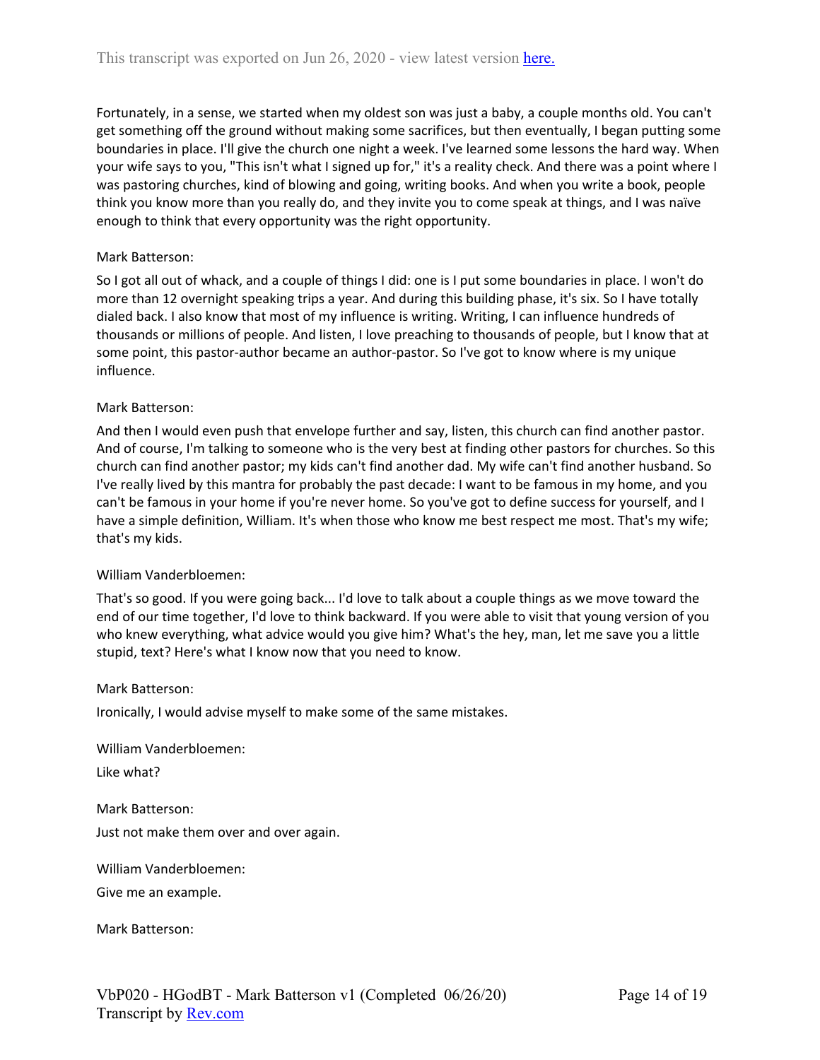Fortunately, in a sense, we started when my oldest son was just a baby, a couple months old. You can't get something off the ground without making some sacrifices, but then eventually, I began putting some boundaries in place. I'll give the church one night a week. I've learned some lessons the hard way. When your wife says to you, "This isn't what I signed up for," it's a reality check. And there was a point where I was pastoring churches, kind of blowing and going, writing books. And when you write a book, people think you know more than you really do, and they invite you to come speak at things, and I was naïve enough to think that every opportunity was the right opportunity.

Mark Batterson:

So I got all out of whack, and a couple of things I did: one is I put some boundaries in place. I won't do more than 12 overnight speaking trips a year. And during this building phase, it's six. So I have totally dialed back. I also know that most of my influence is writing. Writing, I can influence hundreds of thousands or millions of people. And listen, I love preaching to thousands of people, but I know that at some point, this pastor-author became an author-pastor. So I've got to know where is my unique influence.

Mark Batterson:

And then I would even push that envelope further and say, listen, this church can find another pastor. And of course, I'm talking to someone who is the very best at finding other pastors for churches. So this church can find another pastor; my kids can't find another dad. My wife can't find another husband. So I've really lived by this mantra for probably the past decade: I want to be famous in my home, and you can't be famous in your home if you're never home. So you've got to define success for yourself, and I have a simple definition, William. It's when those who know me best respect me most. That's my wife; that's my kids.

William Vanderbloemen:

That's so good. If you were going back... I'd love to talk about a couple things as we move toward the end of our time together, I'd love to think backward. If you were able to visit that young version of you who knew everything, what advice would you give him? What's the hey, man, let me save you a little stupid, text? Here's what I know now that you need to know.

Mark Batterson:

Ironically, I would advise myself to make some of the same mistakes.

William Vanderbloemen:

Like what?

Mark Batterson:

Just not make them over and over again.

William Vanderbloemen:

Give me an example.

Mark Batterson: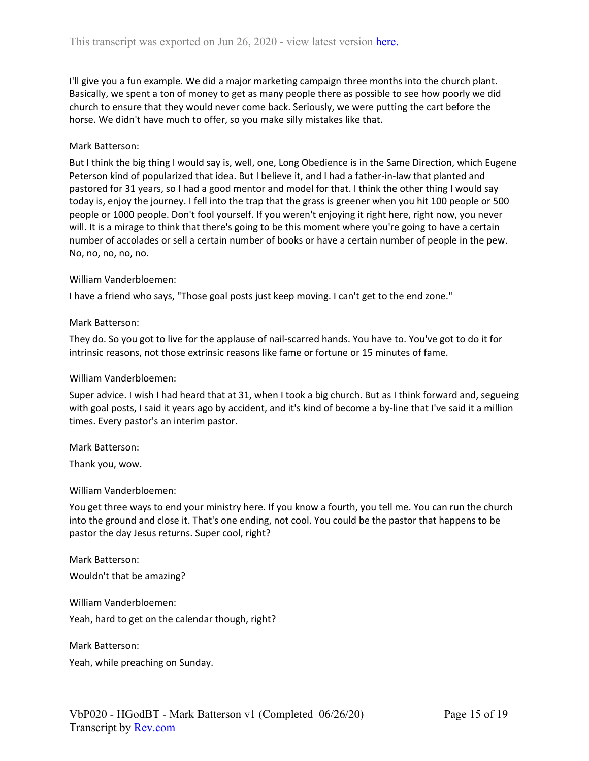I'll give you a fun example. We did a major marketing campaign three months into the church plant. Basically, we spent a ton of money to get as many people there as possible to see how poorly we did church to ensure that they would never come back. Seriously, we were putting the cart before the horse. We didn't have much to offer, so you make silly mistakes like that.

Mark Batterson:

But I think the big thing I would say is, well, one, Long Obedience is in the Same Direction, which Eugene Peterson kind of popularized that idea. But I believe it, and I had a father-in-law that planted and pastored for 31 years, so I had a good mentor and model for that. I think the other thing I would say today is, enjoy the journey. I fell into the trap that the grass is greener when you hit 100 people or 500 people or 1000 people. Don't fool yourself. If you weren't enjoying it right here, right now, you never will. It is a mirage to think that there's going to be this moment where you're going to have a certain number of accolades or sell a certain number of books or have a certain number of people in the pew. No, no, no, no, no.

William Vanderbloemen:

I have a friend who says, "Those goal posts just keep moving. I can't get to the end zone."

Mark Batterson:

They do. So you got to live for the applause of nail-scarred hands. You have to. You've got to do it for intrinsic reasons, not those extrinsic reasons like fame or fortune or 15 minutes of fame.

William Vanderbloemen:

Super advice. I wish I had heard that at 31, when I took a big church. But as I think forward and, segueing with goal posts, I said it years ago by accident, and it's kind of become a by-line that I've said it a million times. Every pastor's an interim pastor.

Mark Batterson:

Thank you, wow.

William Vanderbloemen:

You get three ways to end your ministry here. If you know a fourth, you tell me. You can run the church into the ground and close it. That's one ending, not cool. You could be the pastor that happens to be pastor the day Jesus returns. Super cool, right?

Mark Batterson:

Wouldn't that be amazing?

William Vanderbloemen:

Yeah, hard to get on the calendar though, right?

Mark Batterson:

Yeah, while preaching on Sunday.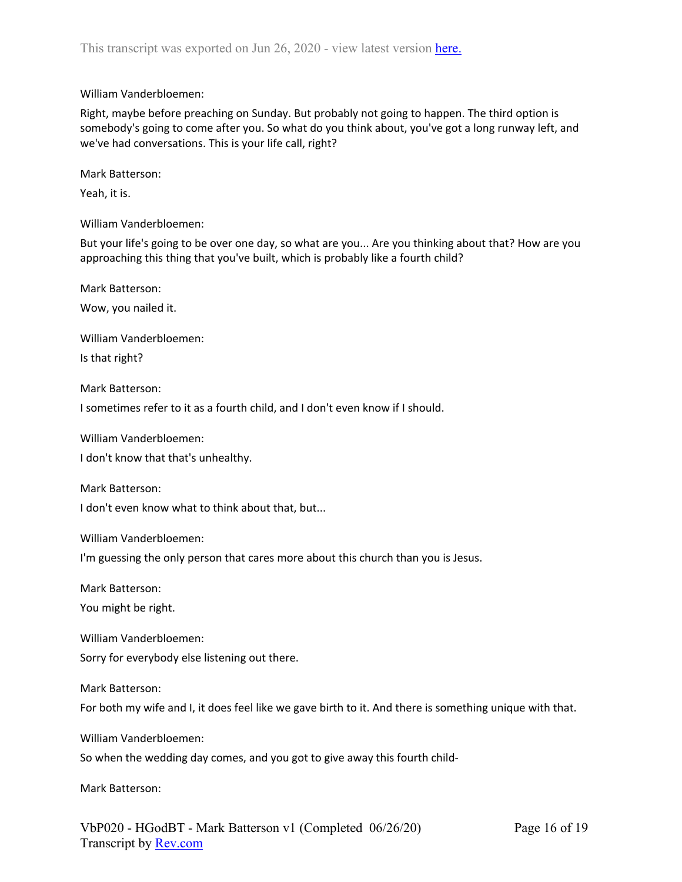William Vanderbloemen:

Right, maybe before preaching on Sunday. But probably not going to happen. The third option is somebody's going to come after you. So what do you think about, you've got a long runway left, and we've had conversations. This is your life call, right?

Mark Batterson:

Yeah, it is.

William Vanderbloemen:

But your life's going to be over one day, so what are you... Are you thinking about that? How are you approaching this thing that you've built, which is probably like a fourth child?

Mark Batterson:

Wow, you nailed it.

William Vanderbloemen:

Is that right?

Mark Batterson:

I sometimes refer to it as a fourth child, and I don't even know if I should.

William Vanderbloemen:

I don't know that that's unhealthy.

Mark Batterson:

I don't even know what to think about that, but...

William Vanderbloemen:

I'm guessing the only person that cares more about this church than you is Jesus.

Mark Batterson:

You might be right.

William Vanderbloemen:

Sorry for everybody else listening out there.

Mark Batterson:

For both my wife and I, it does feel like we gave birth to it. And there is something unique with that.

William Vanderbloemen:

So when the wedding day comes, and you got to give away this fourth child-

Mark Batterson: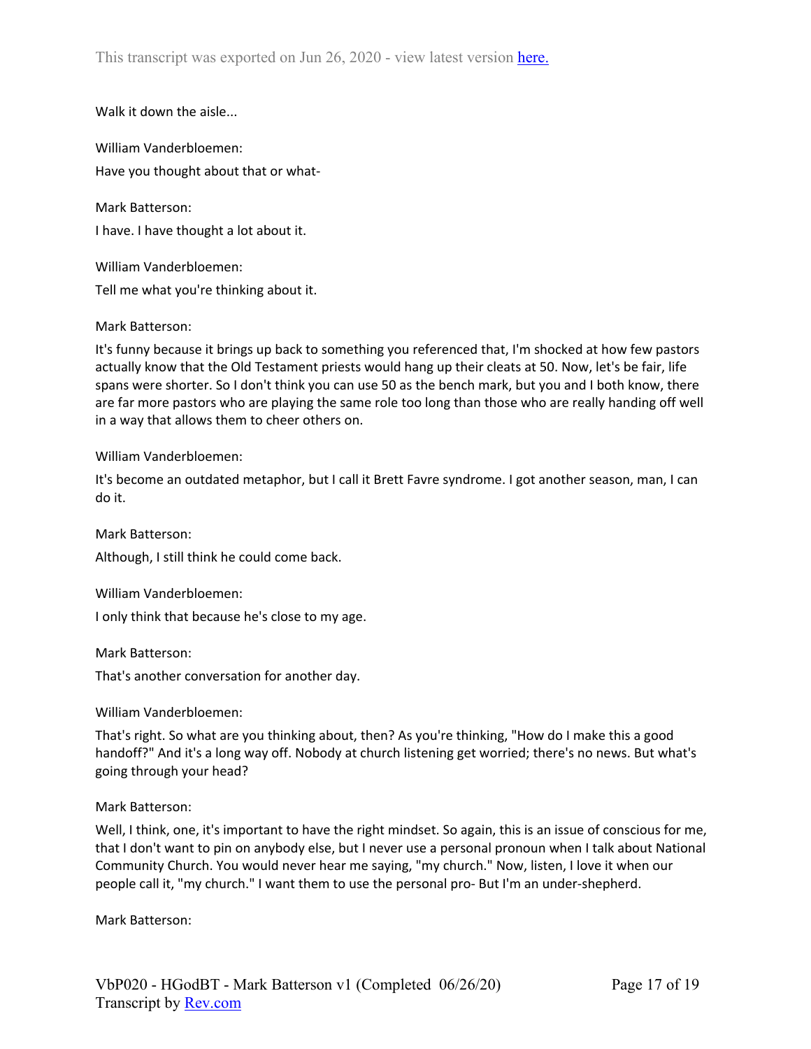Walk it down the aisle...

William Vanderbloemen:

Have you thought about that or what-

Mark Batterson:

I have. I have thought a lot about it.

William Vanderbloemen:

Tell me what you're thinking about it.

Mark Batterson:

It's funny because it brings up back to something you referenced that, I'm shocked at how few pastors actually know that the Old Testament priests would hang up their cleats at 50. Now, let's be fair, life spans were shorter. So I don't think you can use 50 as the bench mark, but you and I both know, there are far more pastors who are playing the same role too long than those who are really handing off well in a way that allows them to cheer others on.

William Vanderbloemen:

It's become an outdated metaphor, but I call it Brett Favre syndrome. I got another season, man, I can do it.

Mark Batterson:

Although, I still think he could come back.

William Vanderbloemen:

I only think that because he's close to my age.

Mark Batterson:

That's another conversation for another day.

William Vanderbloemen:

That's right. So what are you thinking about, then? As you're thinking, "How do I make this a good handoff?" And it's a long way off. Nobody at church listening get worried; there's no news. But what's going through your head?

Mark Batterson:

Well, I think, one, it's important to have the right mindset. So again, this is an issue of conscious for me, that I don't want to pin on anybody else, but I never use a personal pronoun when I talk about National Community Church. You would never hear me saying, "my church." Now, listen, I love it when our people call it, "my church." I want them to use the personal pro- But I'm an under-shepherd.

Mark Batterson: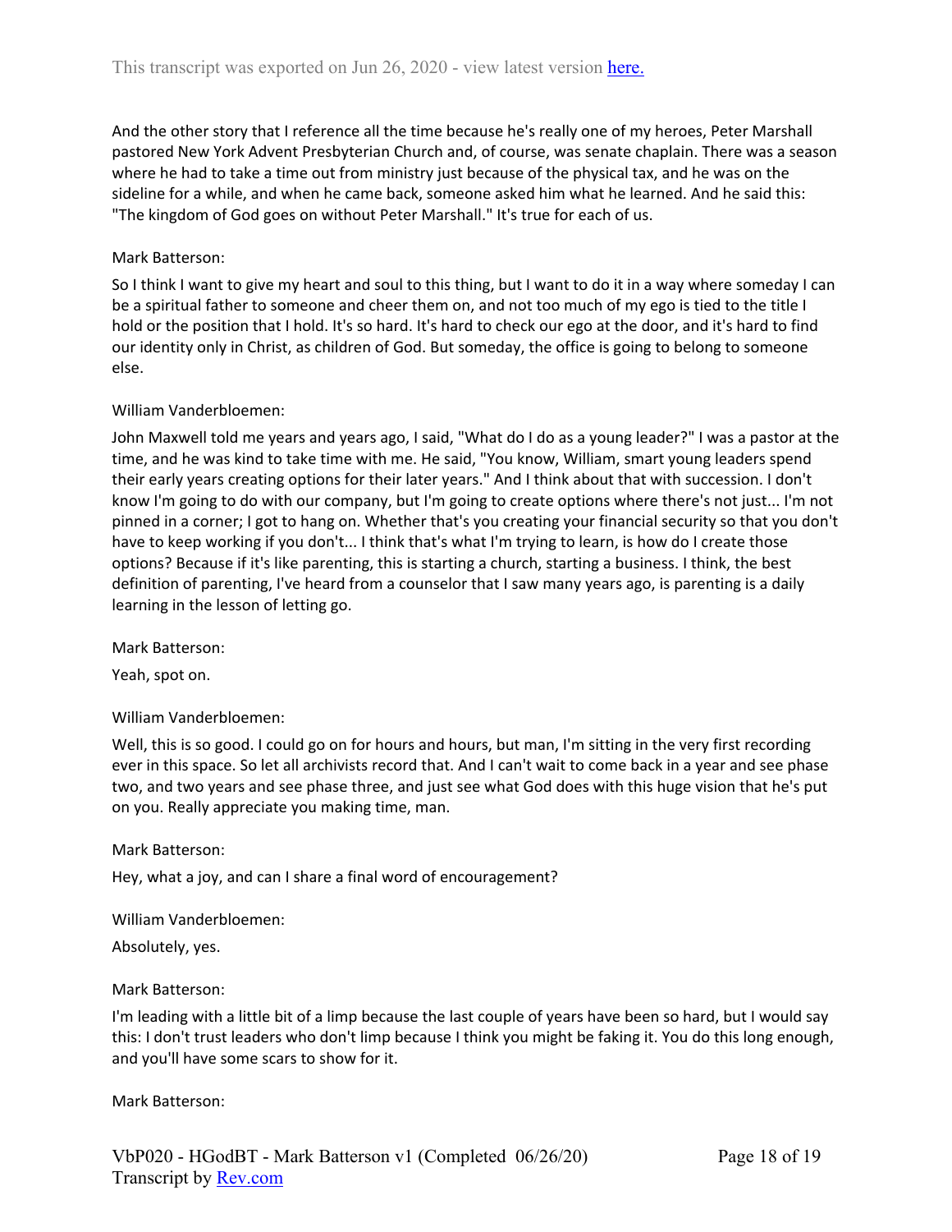And the other story that I reference all the time because he's really one of my heroes, Peter Marshall pastored New York Advent Presbyterian Church and, of course, was senate chaplain. There was a season where he had to take a time out from ministry just because of the physical tax, and he was on the sideline for a while, and when he came back, someone asked him what he learned. And he said this: "The kingdom of God goes on without Peter Marshall." It's true for each of us.

Mark Batterson:

So I think I want to give my heart and soul to this thing, but I want to do it in a way where someday I can be a spiritual father to someone and cheer them on, and not too much of my ego is tied to the title I hold or the position that I hold. It's so hard. It's hard to check our ego at the door, and it's hard to find our identity only in Christ, as children of God. But someday, the office is going to belong to someone else.

William Vanderbloemen:

John Maxwell told me years and years ago, I said, "What do I do as a young leader?" I was a pastor at the time, and he was kind to take time with me. He said, "You know, William, smart young leaders spend their early years creating options for their later years." And I think about that with succession. I don't know I'm going to do with our company, but I'm going to create options where there's not just... I'm not pinned in a corner; I got to hang on. Whether that's you creating your financial security so that you don't have to keep working if you don't... I think that's what I'm trying to learn, is how do I create those options? Because if it's like parenting, this is starting a church, starting a business. I think, the best definition of parenting, I've heard from a counselor that I saw many years ago, is parenting is a daily learning in the lesson of letting go.

Mark Batterson:

Yeah, spot on.

William Vanderbloemen:

Well, this is so good. I could go on for hours and hours, but man, I'm sitting in the very first recording ever in this space. So let all archivists record that. And I can't wait to come back in a year and see phase two, and two years and see phase three, and just see what God does with this huge vision that he's put on you. Really appreciate you making time, man.

Mark Batterson:

Hey, what a joy, and can I share a final word of encouragement?

William Vanderbloemen:

Absolutely, yes.

Mark Batterson:

I'm leading with a little bit of a limp because the last couple of years have been so hard, but I would say this: I don't trust leaders who don't limp because I think you might be faking it. You do this long enough, and you'll have some scars to show for it.

Mark Batterson: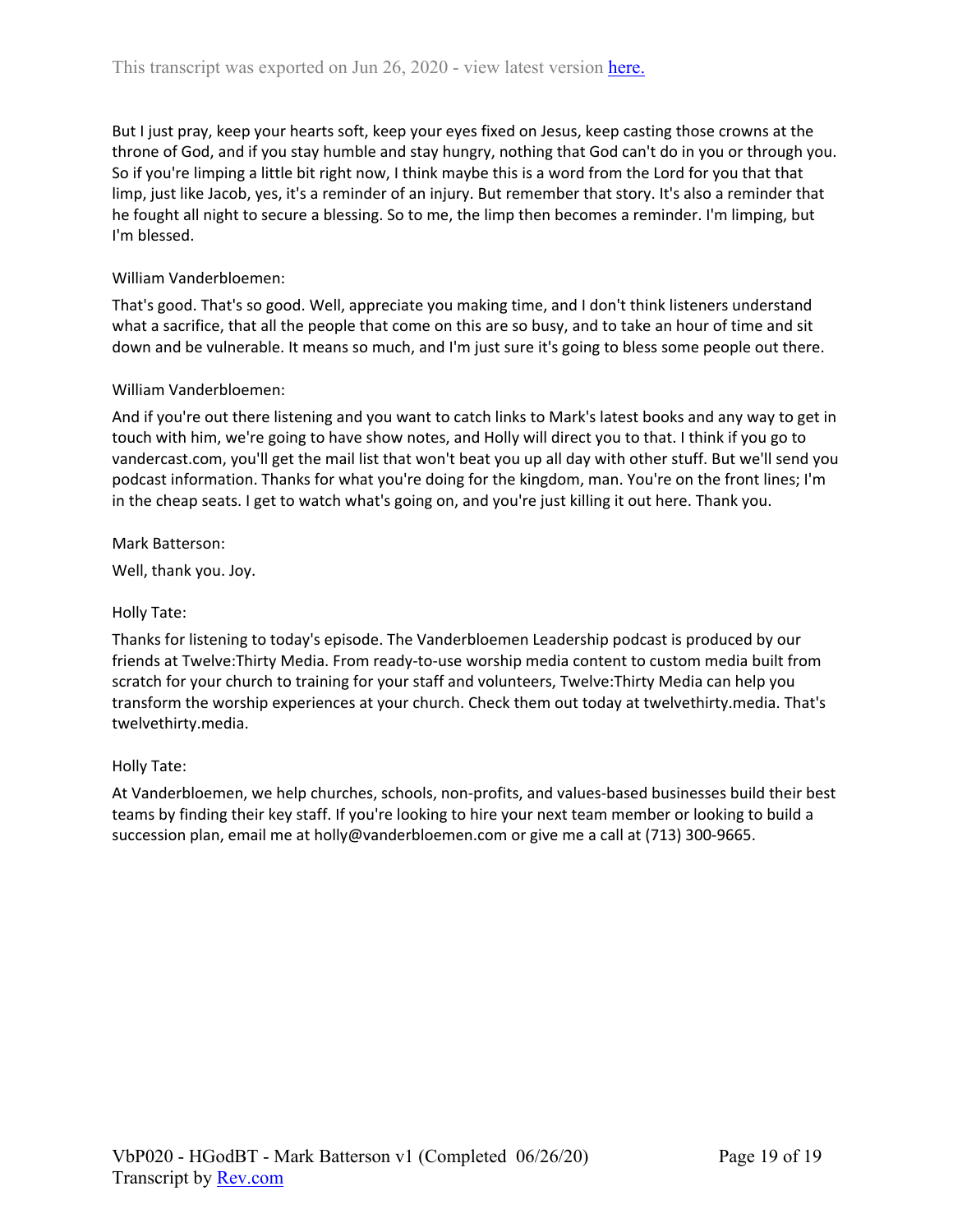But I just pray, keep your hearts soft, keep your eyes fixed on Jesus, keep casting those crowns at the throne of God, and if you stay humble and stay hungry, nothing that God can't do in you or through you. So if you're limping a little bit right now, I think maybe this is a word from the Lord for you that that limp, just like Jacob, yes, it's a reminder of an injury. But remember that story. It's also a reminder that he fought all night to secure a blessing. So to me, the limp then becomes a reminder. I'm limping, but I'm blessed.

William Vanderbloemen:

That's good. That's so good. Well, appreciate you making time, and I don't think listeners understand what a sacrifice, that all the people that come on this are so busy, and to take an hour of time and sit down and be vulnerable. It means so much, and I'm just sure it's going to bless some people out there.

William Vanderbloemen:

And if you're out there listening and you want to catch links to Mark's latest books and any way to get in touch with him, we're going to have show notes, and Holly will direct you to that. I think if you go to vandercast.com, you'll get the mail list that won't beat you up all day with other stuff. But we'll send you podcast information. Thanks for what you're doing for the kingdom, man. You're on the front lines; I'm in the cheap seats. I get to watch what's going on, and you're just killing it out here. Thank you.

Mark Batterson:

Well, thank you. Joy.

Holly Tate:

Thanks for listening to today's episode. The Vanderbloemen Leadership podcast is produced by our friends at Twelve:Thirty Media. From ready-to-use worship media content to custom media built from scratch for your church to training for your staff and volunteers, Twelve:Thirty Media can help you transform the worship experiences at your church. Check them out today at twelvethirty.media. That's twelvethirty.media.

Holly Tate:

At Vanderbloemen, we help churches, schools, non-profits, and values-based businesses build their best teams by finding their key staff. If you're looking to hire your next team member or looking to build a succession plan, email me at holly@vanderbloemen.com or give me a call at (713) 300-9665.